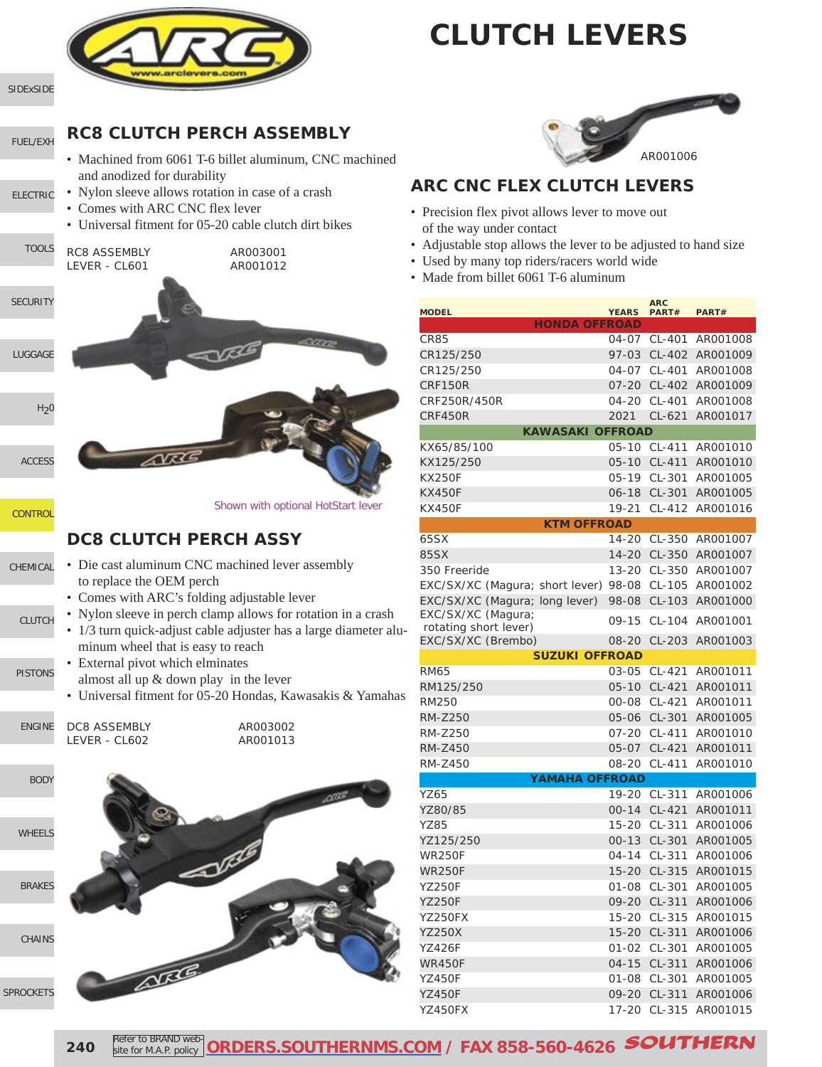# CLUTCH LEVERS

## RC8 CLUTCH PERCH ASSEMBLY

- Machined from 6061 T-6 billet aluminum, CNC machined and anodized for durability
- Nylon sleeve allows rotation in case of a crash
- Comes with ARC CNC flex lever
- Universal fitment for 05-20 cable clutch dirt bikes

| | |
|---|---|
| RC8 ASSEMBLY | AR003001 |
| LEVER - CL601 | AR001012 |

Shown with optional HotStart lever

## DC8 CLUTCH PERCH ASSY

- Die cast aluminum CNC machined lever assembly to replace the OEM perch
- Comes with ARC's folding adjustable lever
- Nylon sleeve in perch clamp allows for rotation in a crash
- 1/3 turn quick-adjust cable adjuster has a large diameter aluminum wheel that is easy to reach
- External pivot which elminates almost all up & down play in the lever
- Universal fitment for 05-20 Hondas, Kawasakis & Yamahas

| | |
|---|---|
| DC8 ASSEMBLY | AR003002 |
| LEVER - CL602 | AR001013 |

AR001006

## ARC CNC FLEX CLUTCH LEVERS

- Precision flex pivot allows lever to move out of the way under contact
- Adjustable stop allows the lever to be adjusted to hand size
- Used by many top riders/racers world wide
- Made from billet 6061 T-6 aluminum

| MODEL | YEARS | ARC PART# | PART# |
|---|---|---|---|
| **HONDA OFFROAD** | | | |
| CR85 | 04-07 | CL-401 | AR001008 |
| CR125/250 | 97-03 | CL-402 | AR001009 |
| CR125/250 | 04-07 | CL-401 | AR001008 |
| CRF150R | 07-20 | CL-402 | AR001009 |
| CRF250R/450R | 04-20 | CL-401 | AR001008 |
| CRF450R | 2021 | CL-621 | AR001017 |
| **KAWASAKI OFFROAD** | | | |
| KX65/85/100 | 05-10 | CL-411 | AR001010 |
| KX125/250 | 05-10 | CL-411 | AR001010 |
| KX250F | 05-19 | CL-301 | AR001005 |
| KX450F | 06-18 | CL-301 | AR001005 |
| KX450F | 19-21 | CL-412 | AR001016 |
| **KTM OFFROAD** | | | |
| 65SX | 14-20 | CL-350 | AR001007 |
| 85SX | 14-20 | CL-350 | AR001007 |
| 350 Freeride | 13-20 | CL-350 | AR001007 |
| EXC/SX/XC (Magura; short lever) | 98-08 | CL-105 | AR001002 |
| EXC/SX/XC (Magura; long lever) | 98-08 | CL-103 | AR001000 |
| EXC/SX/XC (Magura; rotating short lever) | 09-15 | CL-104 | AR001001 |
| EXC/SX/XC (Brembo) | 08-20 | CL-203 | AR001003 |
| **SUZUKI OFFROAD** | | | |
| RM65 | 03-05 | CL-421 | AR001011 |
| RM125/250 | 05-10 | CL-421 | AR001011 |
| RM250 | 00-08 | CL-421 | AR001011 |
| RM-Z250 | 05-06 | CL-301 | AR001005 |
| RM-Z250 | 07-20 | CL-411 | AR001010 |
| RM-Z450 | 05-07 | CL-421 | AR001011 |
| RM-Z450 | 08-20 | CL-411 | AR001010 |
| **YAMAHA OFFROAD** | | | |
| YZ65 | 19-20 | CL-311 | AR001006 |
| YZ80/85 | 00-14 | CL-421 | AR001011 |
| YZ85 | 15-20 | CL-311 | AR001006 |
| YZ125/250 | 00-13 | CL-301 | AR001005 |
| WR250F | 04-14 | CL-311 | AR001006 |
| WR250F | 15-20 | CL-315 | AR001015 |
| YZ250F | 01-08 | CL-301 | AR001005 |
| YZ250F | 09-20 | CL-311 | AR001006 |
| YZ250FX | 15-20 | CL-315 | AR001015 |
| YZ250X | 15-20 | CL-311 | AR001006 |
| YZ426F | 01-02 | CL-301 | AR001005 |
| WR450F | 04-15 | CL-311 | AR001006 |
| YZ450F | 01-08 | CL-301 | AR001005 |
| YZ450F | 09-20 | CL-311 | AR001006 |
| YZ450FX | 17-20 | CL-315 | AR001015 |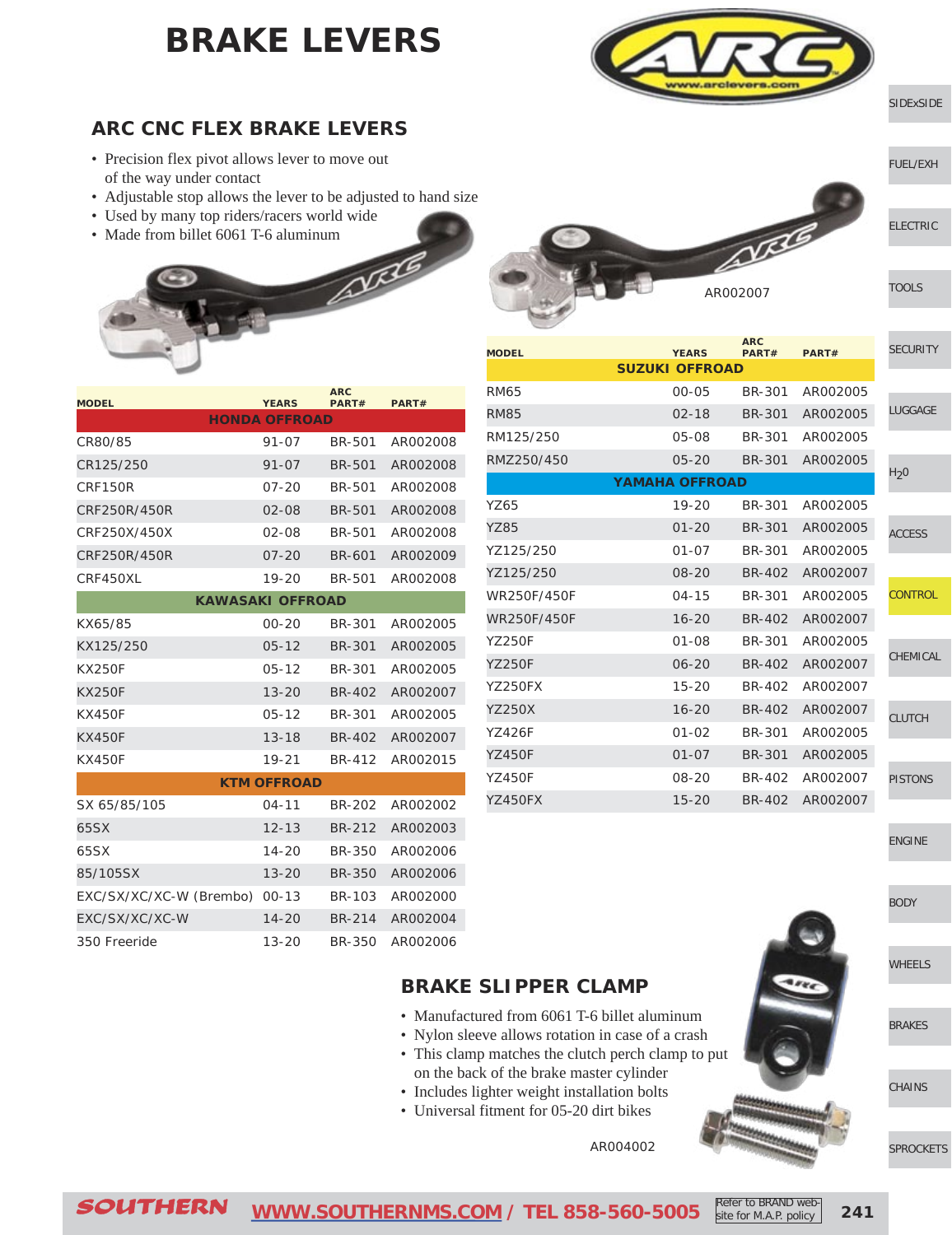# BRAKE LEVERS

## ARC CNC FLEX BRAKE LEVERS

- Precision flex pivot allows lever to move out of the way under contact
- Adjustable stop allows the lever to be adjusted to hand size
- Used by many top riders/racers world wide
- Made from billet 6061 T-6 aluminum

AR002007

| MODEL | YEARS | ARC PART# | PART# |
|---|---|---|---|
| **HONDA OFFROAD** | | | |
| CR80/85 | 91-07 | BR-501 | AR002008 |
| CR125/250 | 91-07 | BR-501 | AR002008 |
| CRF150R | 07-20 | BR-501 | AR002008 |
| CRF250R/450R | 02-08 | BR-501 | AR002008 |
| CRF250X/450X | 02-08 | BR-501 | AR002008 |
| CRF250R/450R | 07-20 | BR-601 | AR002009 |
| CRF450XL | 19-20 | BR-501 | AR002008 |
| **KAWASAKI OFFROAD** | | | |
| KX65/85 | 00-20 | BR-301 | AR002005 |
| KX125/250 | 05-12 | BR-301 | AR002005 |
| KX250F | 05-12 | BR-301 | AR002005 |
| KX250F | 13-20 | BR-402 | AR002007 |
| KX450F | 05-12 | BR-301 | AR002005 |
| KX450F | 13-18 | BR-402 | AR002007 |
| KX450F | 19-21 | BR-412 | AR002015 |
| **KTM OFFROAD** | | | |
| SX 65/85/105 | 04-11 | BR-202 | AR002002 |
| 65SX | 12-13 | BR-212 | AR002003 |
| 65SX | 14-20 | BR-350 | AR002006 |
| 85/105SX | 13-20 | BR-350 | AR002006 |
| EXC/SX/XC/XC-W (Brembo) | 00-13 | BR-103 | AR002000 |
| EXC/SX/XC/XC-W | 14-20 | BR-214 | AR002004 |
| 350 Freeride | 13-20 | BR-350 | AR002006 |

| MODEL | YEARS | ARC PART# | PART# |
|---|---|---|---|
| **SUZUKI OFFROAD** | | | |
| RM65 | 00-05 | BR-301 | AR002005 |
| RM85 | 02-18 | BR-301 | AR002005 |
| RM125/250 | 05-08 | BR-301 | AR002005 |
| RMZ250/450 | 05-20 | BR-301 | AR002005 |
| **YAMAHA OFFROAD** | | | |
| YZ65 | 19-20 | BR-301 | AR002005 |
| YZ85 | 01-20 | BR-301 | AR002005 |
| YZ125/250 | 01-07 | BR-301 | AR002005 |
| YZ125/250 | 08-20 | BR-402 | AR002007 |
| WR250F/450F | 04-15 | BR-301 | AR002005 |
| WR250F/450F | 16-20 | BR-402 | AR002007 |
| YZ250F | 01-08 | BR-301 | AR002005 |
| YZ250F | 06-20 | BR-402 | AR002007 |
| YZ250FX | 15-20 | BR-402 | AR002007 |
| YZ250X | 16-20 | BR-402 | AR002007 |
| YZ426F | 01-02 | BR-301 | AR002005 |
| YZ450F | 01-07 | BR-301 | AR002005 |
| YZ450F | 08-20 | BR-402 | AR002007 |
| YZ450FX | 15-20 | BR-402 | AR002007 |

## BRAKE SLIPPER CLAMP

- Manufactured from 6061 T-6 billet aluminum
- Nylon sleeve allows rotation in case of a crash
- This clamp matches the clutch perch clamp to put on the back of the brake master cylinder
- Includes lighter weight installation bolts
- Universal fitment for 05-20 dirt bikes

AR004002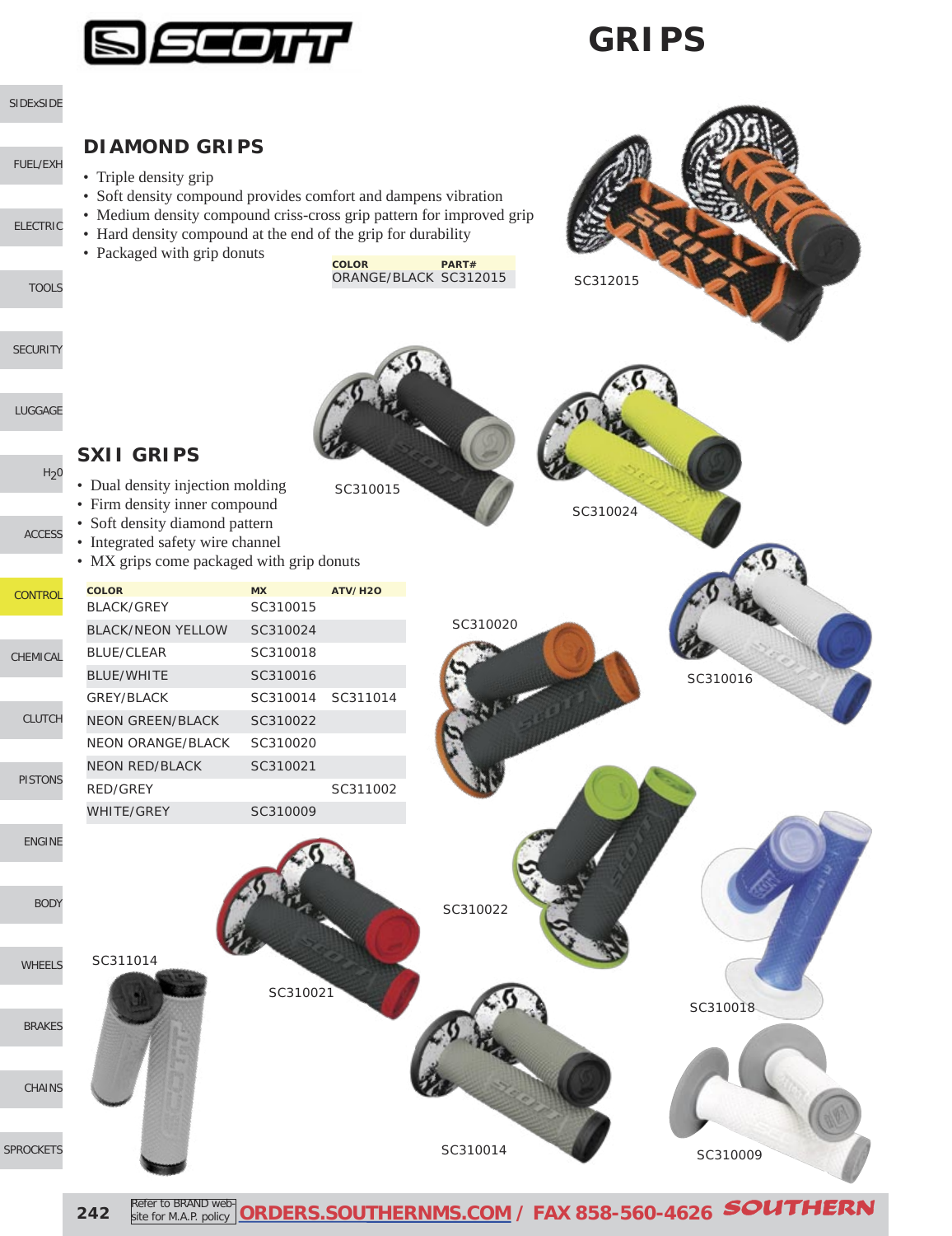# GRIPS

## DIAMOND GRIPS

- Triple density grip
- Soft density compound provides comfort and dampens vibration
- Medium density compound criss-cross grip pattern for improved grip
- Hard density compound at the end of the grip for durability
- Packaged with grip donuts

| COLOR | PART# |
|---|---|
| ORANGE/BLACK | SC312015 |

SC312015

## SXII GRIPS

- Dual density injection molding
- Firm density inner compound
- Soft density diamond pattern
- Integrated safety wire channel
- MX grips come packaged with grip donuts

| COLOR | MX | ATV/H2O |
|---|---|---|
| BLACK/GREY | SC310015 | |
| BLACK/NEON YELLOW | SC310024 | |
| BLUE/CLEAR | SC310018 | |
| BLUE/WHITE | SC310016 | |
| GREY/BLACK | SC310014 | SC311014 |
| NEON GREEN/BLACK | SC310022 | |
| NEON ORANGE/BLACK | SC310020 | |
| NEON RED/BLACK | SC310021 | |
| RED/GREY | | SC311002 |
| WHITE/GREY | SC310009 | |

SC310015

SC310024

SC310020

SC310016

SC310022

SC311014

SC310021

SC310018

SC310014

SC310009

Refer to BRAND web-site for M.A.P. policy ORDERS.SOUTHERNMS.COM / FAX 858-560-4626 SOUTHERN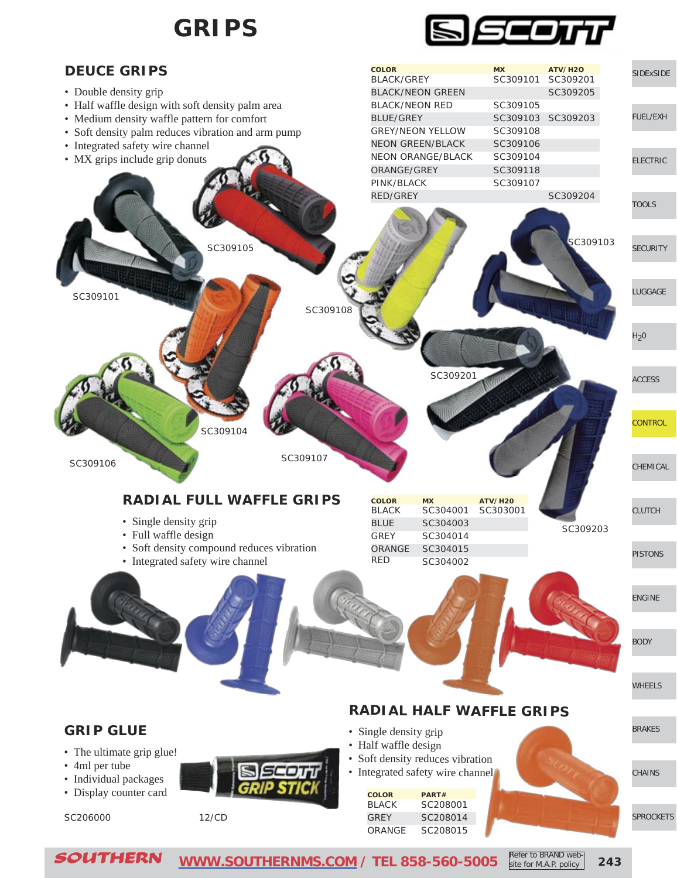# GRIPS

SCOTT

## DEUCE GRIPS

- Double density grip
- Half waffle design with soft density palm area
- Medium density waffle pattern for comfort
- Soft density palm reduces vibration and arm pump
- Integrated safety wire channel
- MX grips include grip donuts

| COLOR | MX | ATV/H2O |
|---|---|---|
| BLACK/GREY | SC309101 | SC309201 |
| BLACK/NEON GREEN | | SC309205 |
| BLACK/NEON RED | SC309105 | |
| BLUE/GREY | SC309103 | SC309203 |
| GREY/NEON YELLOW | SC309108 | |
| NEON GREEN/BLACK | SC309106 | |
| NEON ORANGE/BLACK | SC309104 | |
| ORANGE/GREY | SC309118 | |
| PINK/BLACK | SC309107 | |
| RED/GREY | | SC309204 |

SC309105 SC309101 SC309108 SC309103 SC309201 SC309104 SC309106 SC309107 SC309203

## RADIAL FULL WAFFLE GRIPS

- Single density grip
- Full waffle design
- Soft density compound reduces vibration
- Integrated safety wire channel

| COLOR | MX | ATV/H20 |
|---|---|---|
| BLACK | SC304001 | SC303001 |
| BLUE | SC304003 | |
| GREY | SC304014 | |
| ORANGE | SC304015 | |
| RED | SC304002 | |

## GRIP GLUE

- The ultimate grip glue!
- 4ml per tube
- Individual packages
- Display counter card

SC206000 12/CD

## RADIAL HALF WAFFLE GRIPS

- Single density grip
- Half waffle design
- Soft density reduces vibration
- Integrated safety wire channel

| COLOR | PART# |
|---|---|
| BLACK | SC208001 |
| GREY | SC208014 |
| ORANGE | SC208015 |

SOUTHERN WWW.SOUTHERNMS.COM / TEL 858-560-5005 Refer to BRAND web-site for M.A.P. policy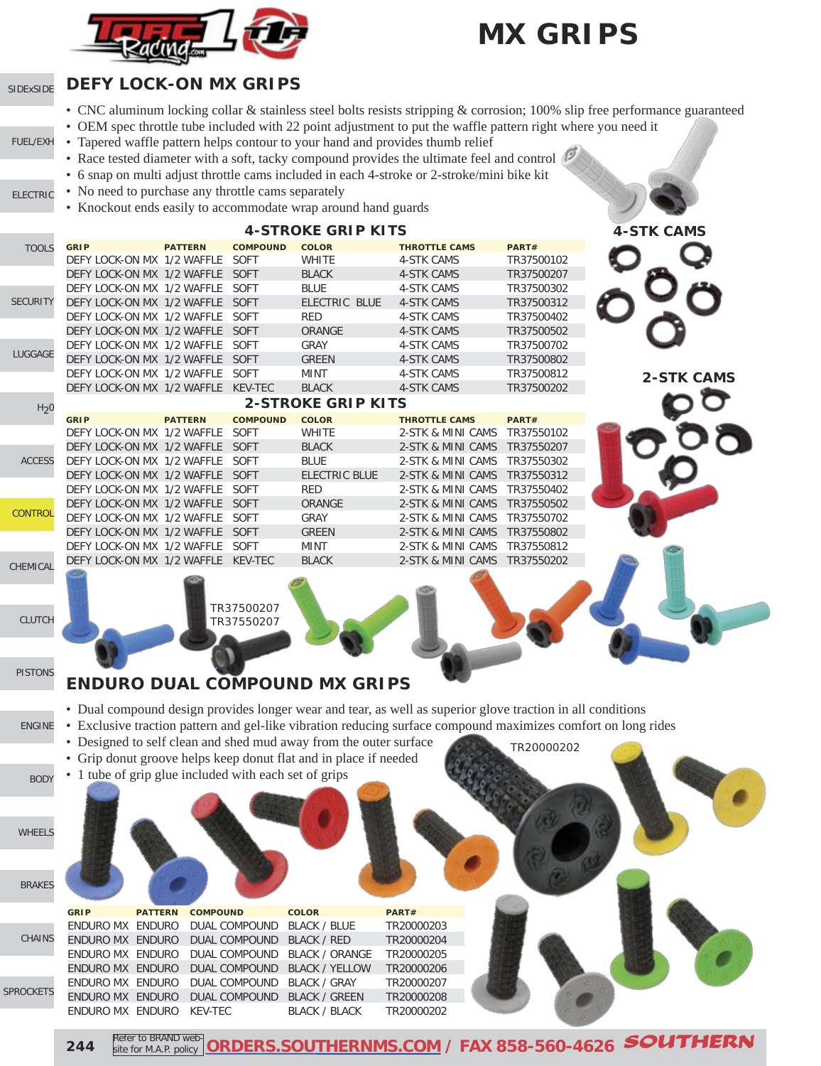# MX GRIPS

## DEFY LOCK-ON MX GRIPS

- CNC aluminum locking collar & stainless steel bolts resists stripping & corrosion; 100% slip free performance guaranteed
- OEM spec throttle tube included with 22 point adjustment to put the waffle pattern right where you need it
- Tapered waffle pattern helps contour to your hand and provides thumb relief
- Race tested diameter with a soft, tacky compound provides the ultimate feel and control
- 6 snap on multi adjust throttle cams included in each 4-stroke or 2-stroke/mini bike kit
- No need to purchase any throttle cams separately
- Knockout ends easily to accommodate wrap around hand guards

### 4-STROKE GRIP KITS

| GRIP | PATTERN | COMPOUND | COLOR | THROTTLE CAMS | PART# |
|---|---|---|---|---|---|
| DEFY LOCK-ON MX | 1/2 WAFFLE | SOFT | WHITE | 4-STK CAMS | TR37500102 |
| DEFY LOCK-ON MX | 1/2 WAFFLE | SOFT | BLACK | 4-STK CAMS | TR37500207 |
| DEFY LOCK-ON MX | 1/2 WAFFLE | SOFT | BLUE | 4-STK CAMS | TR37500302 |
| DEFY LOCK-ON MX | 1/2 WAFFLE | SOFT | ELECTRIC BLUE | 4-STK CAMS | TR37500312 |
| DEFY LOCK-ON MX | 1/2 WAFFLE | SOFT | RED | 4-STK CAMS | TR37500402 |
| DEFY LOCK-ON MX | 1/2 WAFFLE | SOFT | ORANGE | 4-STK CAMS | TR37500502 |
| DEFY LOCK-ON MX | 1/2 WAFFLE | SOFT | GRAY | 4-STK CAMS | TR37500702 |
| DEFY LOCK-ON MX | 1/2 WAFFLE | SOFT | GREEN | 4-STK CAMS | TR37500802 |
| DEFY LOCK-ON MX | 1/2 WAFFLE | SOFT | MINT | 4-STK CAMS | TR37500812 |
| DEFY LOCK-ON MX | 1/2 WAFFLE | KEV-TEC | BLACK | 4-STK CAMS | TR37500202 |

4-STK CAMS

### 2-STROKE GRIP KITS

| GRIP | PATTERN | COMPOUND | COLOR | THROTTLE CAMS | PART# |
|---|---|---|---|---|---|
| DEFY LOCK-ON MX | 1/2 WAFFLE | SOFT | WHITE | 2-STK & MINI CAMS | TR37550102 |
| DEFY LOCK-ON MX | 1/2 WAFFLE | SOFT | BLACK | 2-STK & MINI CAMS | TR37550207 |
| DEFY LOCK-ON MX | 1/2 WAFFLE | SOFT | BLUE | 2-STK & MINI CAMS | TR37550302 |
| DEFY LOCK-ON MX | 1/2 WAFFLE | SOFT | ELECTRIC BLUE | 2-STK & MINI CAMS | TR37550312 |
| DEFY LOCK-ON MX | 1/2 WAFFLE | SOFT | RED | 2-STK & MINI CAMS | TR37550402 |
| DEFY LOCK-ON MX | 1/2 WAFFLE | SOFT | ORANGE | 2-STK & MINI CAMS | TR37550502 |
| DEFY LOCK-ON MX | 1/2 WAFFLE | SOFT | GRAY | 2-STK & MINI CAMS | TR37550702 |
| DEFY LOCK-ON MX | 1/2 WAFFLE | SOFT | GREEN | 2-STK & MINI CAMS | TR37550802 |
| DEFY LOCK-ON MX | 1/2 WAFFLE | SOFT | MINT | 2-STK & MINI CAMS | TR37550812 |
| DEFY LOCK-ON MX | 1/2 WAFFLE | KEV-TEC | BLACK | 2-STK & MINI CAMS | TR37550202 |

2-STK CAMS

TR37500207
TR37550207

## ENDURO DUAL COMPOUND MX GRIPS

- Dual compound design provides longer wear and tear, as well as superior glove traction in all conditions
- Exclusive traction pattern and gel-like vibration reducing surface compound maximizes comfort on long rides
- Designed to self clean and shed mud away from the outer surface
- Grip donut groove helps keep donut flat and in place if needed
- 1 tube of grip glue included with each set of grips

TR20000202

| GRIP | PATTERN | COMPOUND | COLOR | PART# |
|---|---|---|---|---|
| ENDURO MX | ENDURO | DUAL COMPOUND | BLACK / BLUE | TR20000203 |
| ENDURO MX | ENDURO | DUAL COMPOUND | BLACK / RED | TR20000204 |
| ENDURO MX | ENDURO | DUAL COMPOUND | BLACK / ORANGE | TR20000205 |
| ENDURO MX | ENDURO | DUAL COMPOUND | BLACK / YELLOW | TR20000206 |
| ENDURO MX | ENDURO | DUAL COMPOUND | BLACK / GRAY | TR20000207 |
| ENDURO MX | ENDURO | DUAL COMPOUND | BLACK / GREEN | TR20000208 |
| ENDURO MX | ENDURO | KEV-TEC | BLACK / BLACK | TR20000202 |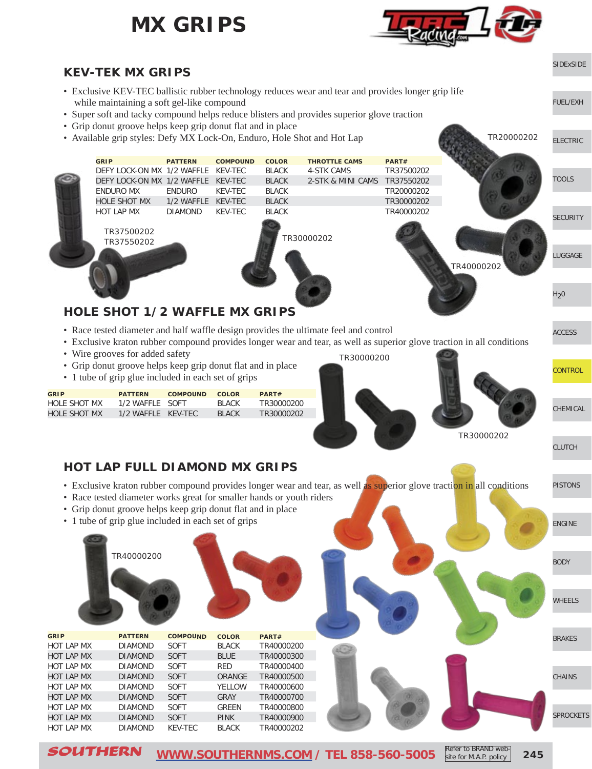# MX GRIPS

## KEV-TEK MX GRIPS

- Exclusive KEV-TEC ballistic rubber technology reduces wear and tear and provides longer grip life while maintaining a soft gel-like compound
- Super soft and tacky compound helps reduce blisters and provides superior glove traction
- Grip donut groove helps keep grip donut flat and in place
- Available grip styles: Defy MX Lock-On, Enduro, Hole Shot and Hot Lap

| GRIP | PATTERN | COMPOUND | COLOR | THROTTLE CAMS | PART# |
|---|---|---|---|---|---|
| DEFY LOCK-ON MX | 1/2 WAFFLE | KEV-TEC | BLACK | 4-STK CAMS | TR37500202 |
| DEFY LOCK-ON MX | 1/2 WAFFLE | KEV-TEC | BLACK | 2-STK & MINI CAMS | TR37550202 |
| ENDURO MX | ENDURO | KEV-TEC | BLACK | | TR20000202 |
| HOLE SHOT MX | 1/2 WAFFLE | KEV-TEC | BLACK | | TR30000202 |
| HOT LAP MX | DIAMOND | KEV-TEC | BLACK | | TR40000202 |

TR20000202

TR37500202
TR37550202

TR30000202

TR40000202

## HOLE SHOT 1/2 WAFFLE MX GRIPS

- Race tested diameter and half waffle design provides the ultimate feel and control
- Exclusive kraton rubber compound provides longer wear and tear, as well as superior glove traction in all conditions
- Wire grooves for added safety
- Grip donut groove helps keep grip donut flat and in place
- 1 tube of grip glue included in each set of grips

| GRIP | PATTERN | COMPOUND | COLOR | PART# |
|---|---|---|---|---|
| HOLE SHOT MX | 1/2 WAFFLE | SOFT | BLACK | TR30000200 |
| HOLE SHOT MX | 1/2 WAFFLE | KEV-TEC | BLACK | TR30000202 |

TR30000200

TR30000202

## HOT LAP FULL DIAMOND MX GRIPS

- Exclusive kraton rubber compound provides longer wear and tear, as well as superior glove traction in all conditions
- Race tested diameter works great for smaller hands or youth riders
- Grip donut groove helps keep grip donut flat and in place
- 1 tube of grip glue included in each set of grips

TR40000200

| GRIP | PATTERN | COMPOUND | COLOR | PART# |
|---|---|---|---|---|
| HOT LAP MX | DIAMOND | SOFT | BLACK | TR40000200 |
| HOT LAP MX | DIAMOND | SOFT | BLUE | TR40000300 |
| HOT LAP MX | DIAMOND | SOFT | RED | TR40000400 |
| HOT LAP MX | DIAMOND | SOFT | ORANGE | TR40000500 |
| HOT LAP MX | DIAMOND | SOFT | YELLOW | TR40000600 |
| HOT LAP MX | DIAMOND | SOFT | GRAY | TR40000700 |
| HOT LAP MX | DIAMOND | SOFT | GREEN | TR40000800 |
| HOT LAP MX | DIAMOND | SOFT | PINK | TR40000900 |
| HOT LAP MX | DIAMOND | KEV-TEC | BLACK | TR40000202 |

SOUTHERN WWW.SOUTHERNMS.COM / TEL 858-560-5005 Refer to BRAND web-site for M.A.P. policy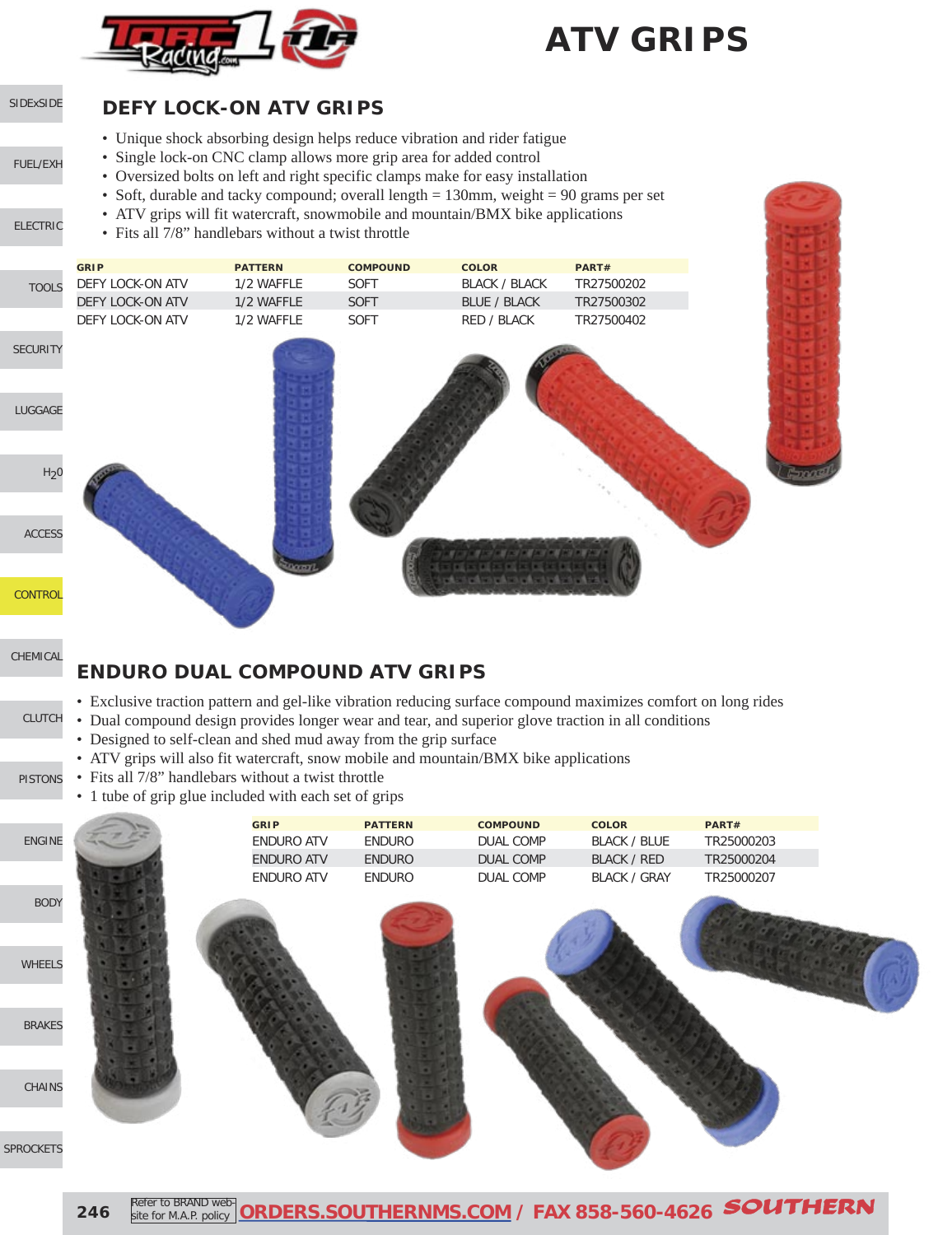# ATV GRIPS

## DEFY LOCK-ON ATV GRIPS

- Unique shock absorbing design helps reduce vibration and rider fatigue
- Single lock-on CNC clamp allows more grip area for added control
- Oversized bolts on left and right specific clamps make for easy installation
- Soft, durable and tacky compound; overall length = 130mm, weight = 90 grams per set
- ATV grips will fit watercraft, snowmobile and mountain/BMX bike applications
- Fits all 7/8" handlebars without a twist throttle

| GRIP | PATTERN | COMPOUND | COLOR | PART# |
|---|---|---|---|---|
| DEFY LOCK-ON ATV | 1/2 WAFFLE | SOFT | BLACK / BLACK | TR27500202 |
| DEFY LOCK-ON ATV | 1/2 WAFFLE | SOFT | BLUE / BLACK | TR27500302 |
| DEFY LOCK-ON ATV | 1/2 WAFFLE | SOFT | RED / BLACK | TR27500402 |

## ENDURO DUAL COMPOUND ATV GRIPS

- Exclusive traction pattern and gel-like vibration reducing surface compound maximizes comfort on long rides
- Dual compound design provides longer wear and tear, and superior glove traction in all conditions
- Designed to self-clean and shed mud away from the grip surface
- ATV grips will also fit watercraft, snow mobile and mountain/BMX bike applications
- Fits all 7/8" handlebars without a twist throttle
- 1 tube of grip glue included with each set of grips

| GRIP | PATTERN | COMPOUND | COLOR | PART# |
|---|---|---|---|---|
| ENDURO ATV | ENDURO | DUAL COMP | BLACK / BLUE | TR25000203 |
| ENDURO ATV | ENDURO | DUAL COMP | BLACK / RED | TR25000204 |
| ENDURO ATV | ENDURO | DUAL COMP | BLACK / GRAY | TR25000207 |

Refer to BRAND web-site for M.A.P. policy ORDERS.SOUTHERNMS.COM / FAX 858-560-4626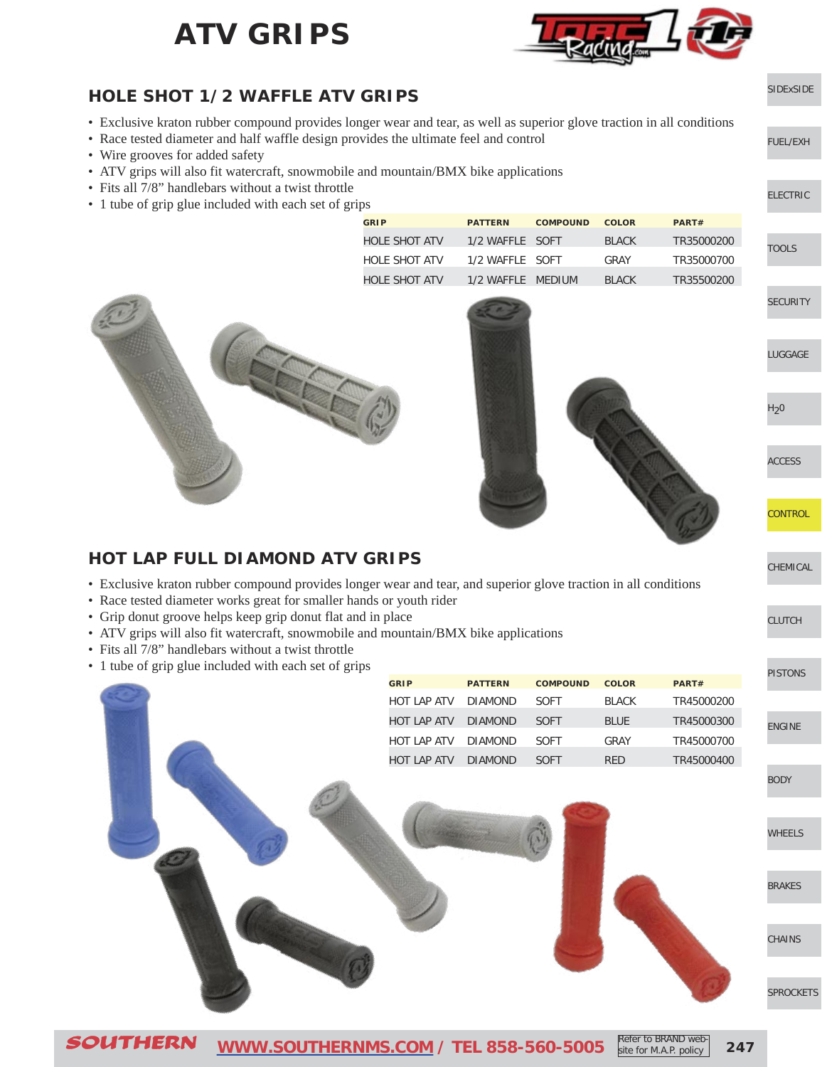# ATV GRIPS

## HOLE SHOT 1/2 WAFFLE ATV GRIPS

- Exclusive kraton rubber compound provides longer wear and tear, as well as superior glove traction in all conditions
- Race tested diameter and half waffle design provides the ultimate feel and control
- Wire grooves for added safety
- ATV grips will also fit watercraft, snowmobile and mountain/BMX bike applications
- Fits all 7/8" handlebars without a twist throttle
- 1 tube of grip glue included with each set of grips

| GRIP | PATTERN | COMPOUND | COLOR | PART# |
|---|---|---|---|---|
| HOLE SHOT ATV | 1/2 WAFFLE | SOFT | BLACK | TR35000200 |
| HOLE SHOT ATV | 1/2 WAFFLE | SOFT | GRAY | TR35000700 |
| HOLE SHOT ATV | 1/2 WAFFLE | MEDIUM | BLACK | TR35500200 |

## HOT LAP FULL DIAMOND ATV GRIPS

- Exclusive kraton rubber compound provides longer wear and tear, and superior glove traction in all conditions
- Race tested diameter works great for smaller hands or youth rider
- Grip donut groove helps keep grip donut flat and in place
- ATV grips will also fit watercraft, snowmobile and mountain/BMX bike applications
- Fits all 7/8" handlebars without a twist throttle
- 1 tube of grip glue included with each set of grips

| GRIP | PATTERN | COMPOUND | COLOR | PART# |
|---|---|---|---|---|
| HOT LAP ATV | DIAMOND | SOFT | BLACK | TR45000200 |
| HOT LAP ATV | DIAMOND | SOFT | BLUE | TR45000300 |
| HOT LAP ATV | DIAMOND | SOFT | GRAY | TR45000700 |
| HOT LAP ATV | DIAMOND | SOFT | RED | TR45000400 |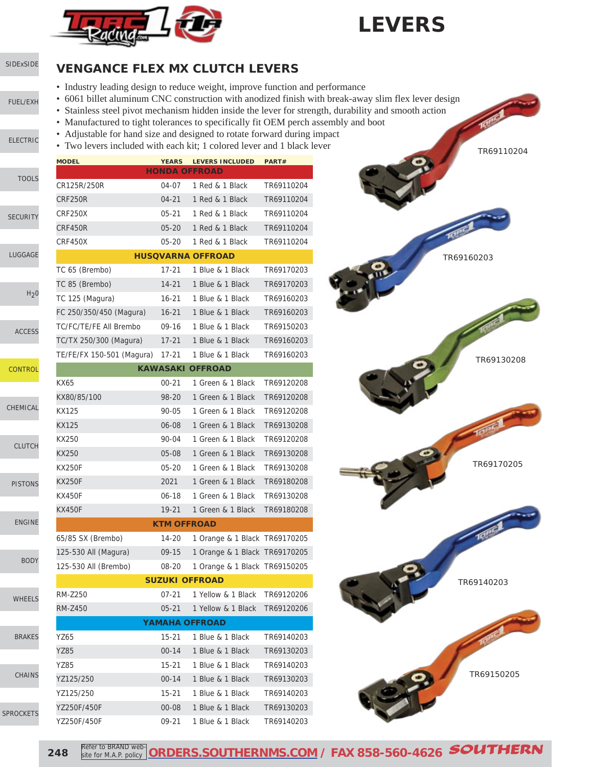# LEVERS

## VENGANCE FLEX MX CLUTCH LEVERS

- Industry leading design to reduce weight, improve function and performance
- 6061 billet aluminum CNC construction with anodized finish with break-away slim flex lever design
- Stainless steel pivot mechanism hidden inside the lever for strength, durability and smooth action
- Manufactured to tight tolerances to specifically fit OEM perch assembly and boot
- Adjustable for hand size and designed to rotate forward during impact
- Two levers included with each kit; 1 colored lever and 1 black lever

| MODEL | YEARS | LEVERS INCLUDED | PART# |
|---|---|---|---|
| **HONDA OFFROAD** | | | |
| CR125R/250R | 04-07 | 1 Red & 1 Black | TR69110204 |
| CRF250R | 04-21 | 1 Red & 1 Black | TR69110204 |
| CRF250X | 05-21 | 1 Red & 1 Black | TR69110204 |
| CRF450R | 05-20 | 1 Red & 1 Black | TR69110204 |
| CRF450X | 05-20 | 1 Red & 1 Black | TR69110204 |
| **HUSQVARNA OFFROAD** | | | |
| TC 65 (Brembo) | 17-21 | 1 Blue & 1 Black | TR69170203 |
| TC 85 (Brembo) | 14-21 | 1 Blue & 1 Black | TR69170203 |
| TC 125 (Magura) | 16-21 | 1 Blue & 1 Black | TR69160203 |
| FC 250/350/450 (Magura) | 16-21 | 1 Blue & 1 Black | TR69160203 |
| TC/FC/TE/FE All Brembo | 09-16 | 1 Blue & 1 Black | TR69150203 |
| TC/TX 250/300 (Magura) | 17-21 | 1 Blue & 1 Black | TR69160203 |
| TE/FE/FX 150-501 (Magura) | 17-21 | 1 Blue & 1 Black | TR69160203 |
| **KAWASAKI OFFROAD** | | | |
| KX65 | 00-21 | 1 Green & 1 Black | TR69120208 |
| KX80/85/100 | 98-20 | 1 Green & 1 Black | TR69120208 |
| KX125 | 90-05 | 1 Green & 1 Black | TR69120208 |
| KX125 | 06-08 | 1 Green & 1 Black | TR69130208 |
| KX250 | 90-04 | 1 Green & 1 Black | TR69120208 |
| KX250 | 05-08 | 1 Green & 1 Black | TR69130208 |
| KX250F | 05-20 | 1 Green & 1 Black | TR69130208 |
| KX250F | 2021 | 1 Green & 1 Black | TR69180208 |
| KX450F | 06-18 | 1 Green & 1 Black | TR69130208 |
| KX450F | 19-21 | 1 Green & 1 Black | TR69180208 |
| **KTM OFFROAD** | | | |
| 65/85 SX (Brembo) | 14-20 | 1 Orange & 1 Black | TR69170205 |
| 125-530 All (Magura) | 09-15 | 1 Orange & 1 Black | TR69170205 |
| 125-530 All (Brembo) | 08-20 | 1 Orange & 1 Black | TR69150205 |
| **SUZUKI OFFROAD** | | | |
| RM-Z250 | 07-21 | 1 Yellow & 1 Black | TR69120206 |
| RM-Z450 | 05-21 | 1 Yellow & 1 Black | TR69120206 |
| **YAMAHA OFFROAD** | | | |
| YZ65 | 15-21 | 1 Blue & 1 Black | TR69140203 |
| YZ85 | 00-14 | 1 Blue & 1 Black | TR69130203 |
| YZ85 | 15-21 | 1 Blue & 1 Black | TR69140203 |
| YZ125/250 | 00-14 | 1 Blue & 1 Black | TR69130203 |
| YZ125/250 | 15-21 | 1 Blue & 1 Black | TR69140203 |
| YZ250F/450F | 00-08 | 1 Blue & 1 Black | TR69130203 |
| YZ250F/450F | 09-21 | 1 Blue & 1 Black | TR69140203 |

TR69110204

TR69160203

TR69130208

TR69170205

TR69140203

TR69150205

Refer to BRAND website for M.A.P. policy **ORDERS.SOUTHERNMS.COM / FAX 858-560-4626**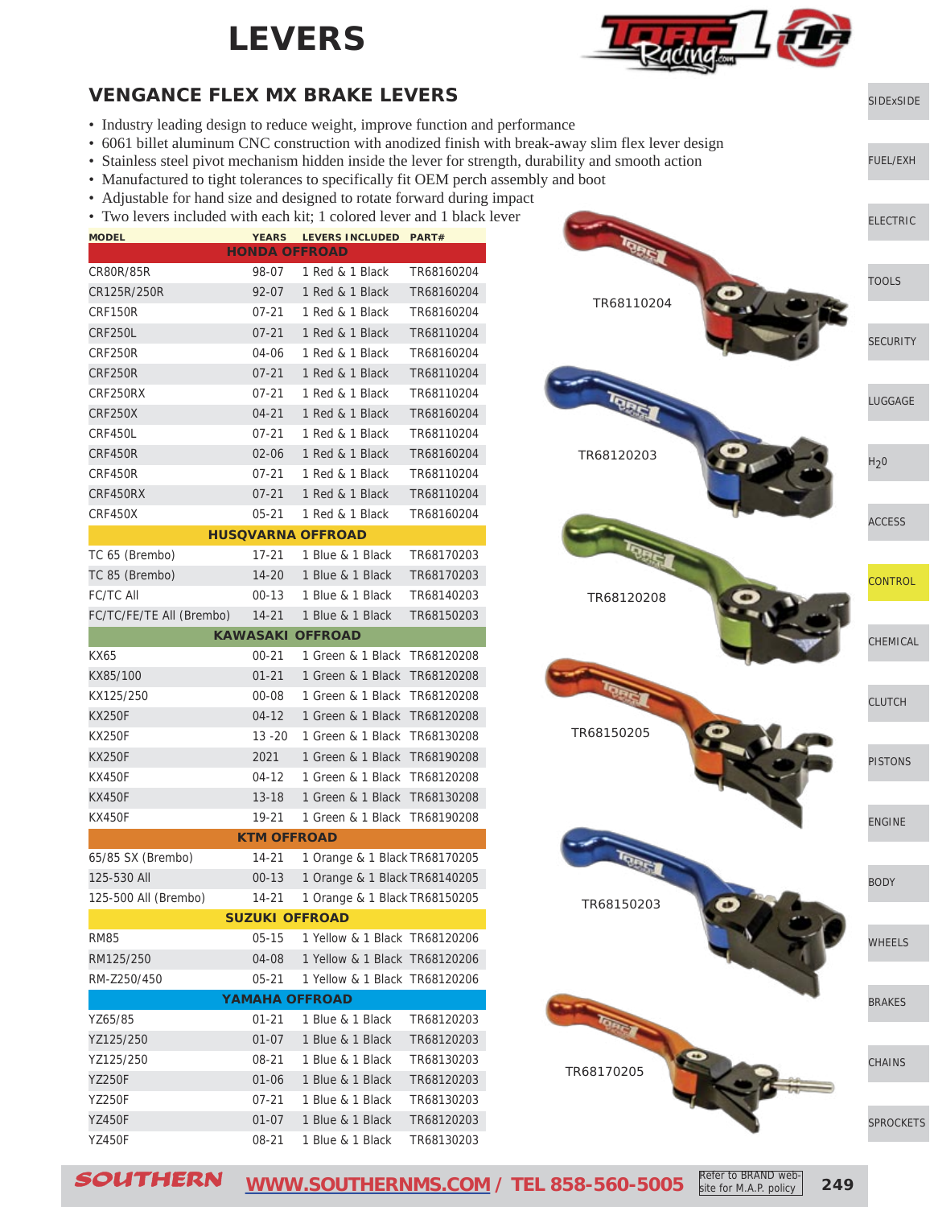# LEVERS

## VENGANCE FLEX MX BRAKE LEVERS

- Industry leading design to reduce weight, improve function and performance
- 6061 billet aluminum CNC construction with anodized finish with break-away slim flex lever design
- Stainless steel pivot mechanism hidden inside the lever for strength, durability and smooth action
- Manufactured to tight tolerances to specifically fit OEM perch assembly and boot
- Adjustable for hand size and designed to rotate forward during impact
- Two levers included with each kit; 1 colored lever and 1 black lever

| MODEL | YEARS | LEVERS INCLUDED | PART# |
|---|---|---|---|
| **HONDA OFFROAD** | | | |
| CR80R/85R | 98-07 | 1 Red & 1 Black | TR68160204 |
| CR125R/250R | 92-07 | 1 Red & 1 Black | TR68160204 |
| CRF150R | 07-21 | 1 Red & 1 Black | TR68160204 |
| CRF250L | 07-21 | 1 Red & 1 Black | TR68110204 |
| CRF250R | 04-06 | 1 Red & 1 Black | TR68160204 |
| CRF250R | 07-21 | 1 Red & 1 Black | TR68110204 |
| CRF250RX | 07-21 | 1 Red & 1 Black | TR68110204 |
| CRF250X | 04-21 | 1 Red & 1 Black | TR68160204 |
| CRF450L | 07-21 | 1 Red & 1 Black | TR68110204 |
| CRF450R | 02-06 | 1 Red & 1 Black | TR68160204 |
| CRF450R | 07-21 | 1 Red & 1 Black | TR68110204 |
| CRF450RX | 07-21 | 1 Red & 1 Black | TR68110204 |
| CRF450X | 05-21 | 1 Red & 1 Black | TR68160204 |
| **HUSQVARNA OFFROAD** | | | |
| TC 65 (Brembo) | 17-21 | 1 Blue & 1 Black | TR68170203 |
| TC 85 (Brembo) | 14-20 | 1 Blue & 1 Black | TR68170203 |
| FC/TC All | 00-13 | 1 Blue & 1 Black | TR68140203 |
| FC/TC/FE/TE All (Brembo) | 14-21 | 1 Blue & 1 Black | TR68150203 |
| **KAWASAKI OFFROAD** | | | |
| KX65 | 00-21 | 1 Green & 1 Black | TR68120208 |
| KX85/100 | 01-21 | 1 Green & 1 Black | TR68120208 |
| KX125/250 | 00-08 | 1 Green & 1 Black | TR68120208 |
| KX250F | 04-12 | 1 Green & 1 Black | TR68120208 |
| KX250F | 13 -20 | 1 Green & 1 Black | TR68130208 |
| KX250F | 2021 | 1 Green & 1 Black | TR68190208 |
| KX450F | 04-12 | 1 Green & 1 Black | TR68120208 |
| KX450F | 13-18 | 1 Green & 1 Black | TR68130208 |
| KX450F | 19-21 | 1 Green & 1 Black | TR68190208 |
| **KTM OFFROAD** | | | |
| 65/85 SX (Brembo) | 14-21 | 1 Orange & 1 Black | TR68170205 |
| 125-530 All | 00-13 | 1 Orange & 1 Black | TR68140205 |
| 125-500 All (Brembo) | 14-21 | 1 Orange & 1 Black | TR68150205 |
| **SUZUKI OFFROAD** | | | |
| RM85 | 05-15 | 1 Yellow & 1 Black | TR68120206 |
| RM125/250 | 04-08 | 1 Yellow & 1 Black | TR68120206 |
| RM-Z250/450 | 05-21 | 1 Yellow & 1 Black | TR68120206 |
| **YAMAHA OFFROAD** | | | |
| YZ65/85 | 01-21 | 1 Blue & 1 Black | TR68120203 |
| YZ125/250 | 01-07 | 1 Blue & 1 Black | TR68120203 |
| YZ125/250 | 08-21 | 1 Blue & 1 Black | TR68130203 |
| YZ250F | 01-06 | 1 Blue & 1 Black | TR68120203 |
| YZ250F | 07-21 | 1 Blue & 1 Black | TR68130203 |
| YZ450F | 01-07 | 1 Blue & 1 Black | TR68120203 |
| YZ450F | 08-21 | 1 Blue & 1 Black | TR68130203 |

TR68110204

TR68120203

TR68120208

TR68150205

TR68150203

TR68170205

Refer to BRAND web-site for M.A.P. policy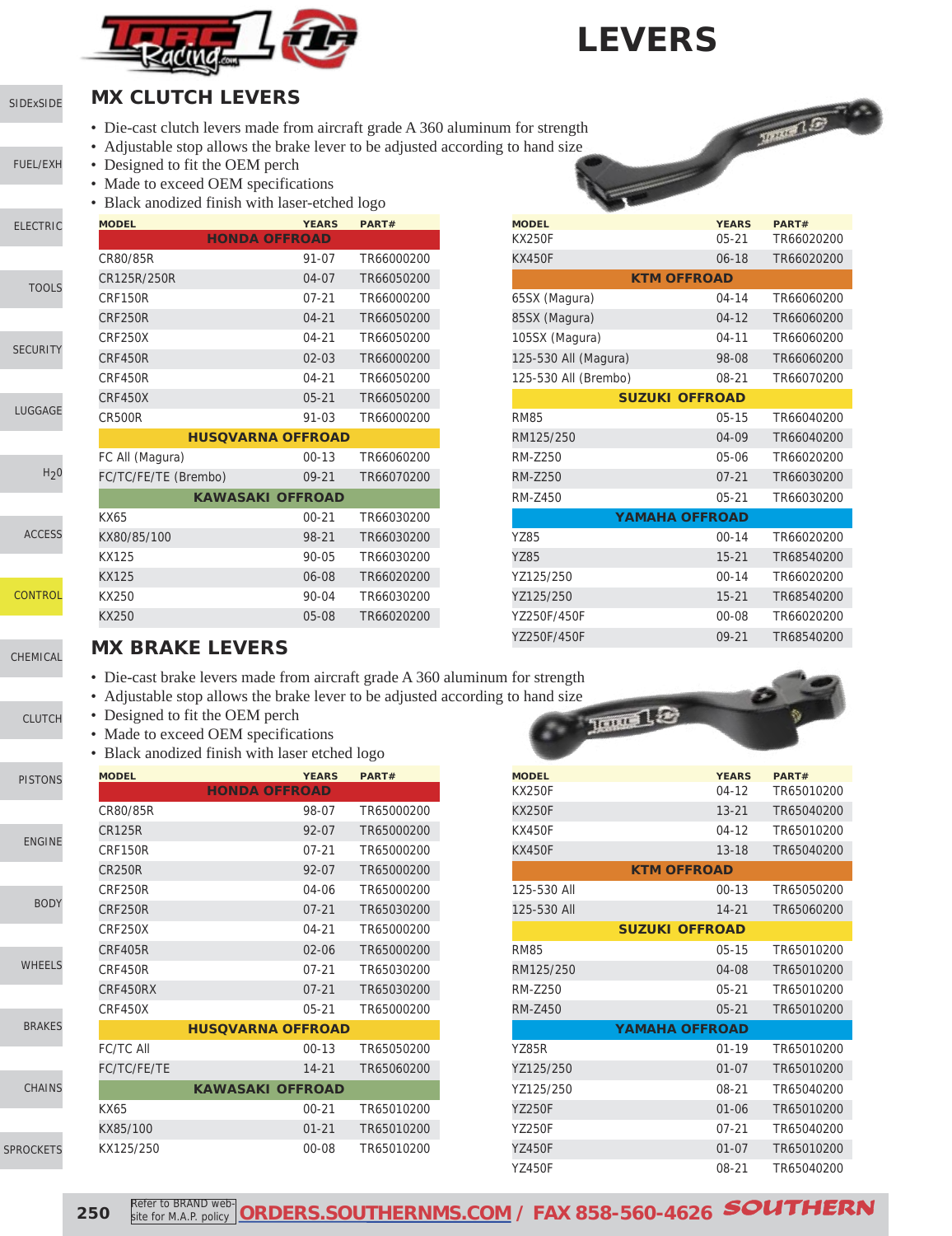# LEVERS

## MX CLUTCH LEVERS

- Die-cast clutch levers made from aircraft grade A 360 aluminum for strength
- Adjustable stop allows the brake lever to be adjusted according to hand size
- Designed to fit the OEM perch
- Made to exceed OEM specifications
- Black anodized finish with laser-etched logo

| MODEL | YEARS | PART# |
|---|---|---|
| **HONDA OFFROAD** | | |
| CR80/85R | 91-07 | TR66000200 |
| CR125R/250R | 04-07 | TR66050200 |
| CRF150R | 07-21 | TR66000200 |
| CRF250R | 04-21 | TR66050200 |
| CRF250X | 04-21 | TR66050200 |
| CRF450R | 02-03 | TR66000200 |
| CRF450R | 04-21 | TR66050200 |
| CRF450X | 05-21 | TR66050200 |
| CR500R | 91-03 | TR66000200 |
| **HUSQVARNA OFFROAD** | | |
| FC All (Magura) | 00-13 | TR66060200 |
| FC/TC/FE/TE (Brembo) | 09-21 | TR66070200 |
| **KAWASAKI OFFROAD** | | |
| KX65 | 00-21 | TR66030200 |
| KX80/85/100 | 98-21 | TR66030200 |
| KX125 | 90-05 | TR66030200 |
| KX125 | 06-08 | TR66020200 |
| KX250 | 90-04 | TR66030200 |
| KX250 | 05-08 | TR66020200 |
| KX250F | 05-21 | TR66020200 |
| KX450F | 06-18 | TR66020200 |
| **KTM OFFROAD** | | |
| 65SX (Magura) | 04-14 | TR66060200 |
| 85SX (Magura) | 04-12 | TR66060200 |
| 105SX (Magura) | 04-11 | TR66060200 |
| 125-530 All (Magura) | 98-08 | TR66060200 |
| 125-530 All (Brembo) | 08-21 | TR66070200 |
| **SUZUKI OFFROAD** | | |
| RM85 | 05-15 | TR66040200 |
| RM125/250 | 04-09 | TR66040200 |
| RM-Z250 | 05-06 | TR66020200 |
| RM-Z250 | 07-21 | TR66030200 |
| RM-Z450 | 05-21 | TR66030200 |
| **YAMAHA OFFROAD** | | |
| YZ85 | 00-14 | TR66020200 |
| YZ85 | 15-21 | TR68540200 |
| YZ125/250 | 00-14 | TR66020200 |
| YZ125/250 | 15-21 | TR68540200 |
| YZ250F/450F | 00-08 | TR66020200 |
| YZ250F/450F | 09-21 | TR68540200 |

## MX BRAKE LEVERS

- Die-cast brake levers made from aircraft grade A 360 aluminum for strength
- Adjustable stop allows the brake lever to be adjusted according to hand size
- Designed to fit the OEM perch
- Made to exceed OEM specifications
- Black anodized finish with laser etched logo

| MODEL | YEARS | PART# |
|---|---|---|
| **HONDA OFFROAD** | | |
| CR80/85R | 98-07 | TR65000200 |
| CR125R | 92-07 | TR65000200 |
| CRF150R | 07-21 | TR65000200 |
| CR250R | 92-07 | TR65000200 |
| CRF250R | 04-06 | TR65000200 |
| CRF250R | 07-21 | TR65030200 |
| CRF250X | 04-21 | TR65000200 |
| CRF405R | 02-06 | TR65000200 |
| CRF450R | 07-21 | TR65030200 |
| CRF450RX | 07-21 | TR65030200 |
| CRF450X | 05-21 | TR65000200 |
| **HUSQVARNA OFFROAD** | | |
| FC/TC All | 00-13 | TR65050200 |
| FC/TC/FE/TE | 14-21 | TR65060200 |
| **KAWASAKI OFFROAD** | | |
| KX65 | 00-21 | TR65010200 |
| KX85/100 | 01-21 | TR65010200 |
| KX125/250 | 00-08 | TR65010200 |
| KX250F | 04-12 | TR65010200 |
| KX250F | 13-21 | TR65040200 |
| KX450F | 04-12 | TR65010200 |
| KX450F | 13-18 | TR65040200 |
| **KTM OFFROAD** | | |
| 125-530 All | 00-13 | TR65050200 |
| 125-530 All | 14-21 | TR65060200 |
| **SUZUKI OFFROAD** | | |
| RM85 | 05-15 | TR65010200 |
| RM125/250 | 04-08 | TR65010200 |
| RM-Z250 | 05-21 | TR65010200 |
| RM-Z450 | 05-21 | TR65010200 |
| **YAMAHA OFFROAD** | | |
| YZ85R | 01-19 | TR65010200 |
| YZ125/250 | 01-07 | TR65010200 |
| YZ125/250 | 08-21 | TR65040200 |
| YZ250F | 01-06 | TR65010200 |
| YZ250F | 07-21 | TR65040200 |
| YZ450F | 01-07 | TR65010200 |
| YZ450F | 08-21 | TR65040200 |

Refer to BRAND web-site for M.A.P. policy ORDERS.SOUTHERNMS.COM / FAX 858-560-4626 SOUTHERN